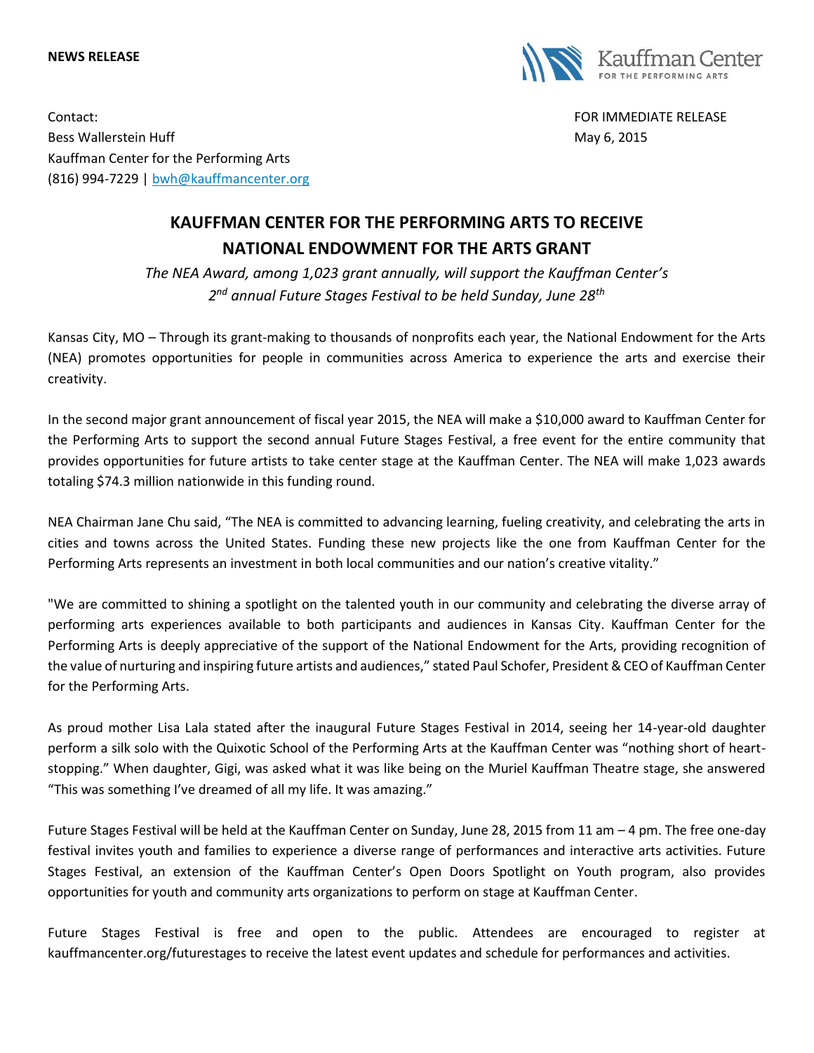**NEWS RELEASE**

Kauffman Center FOR THE PERFORMING ARTS

Contact:
Bess Wallerstein Huff
Kauffman Center for the Performing Arts
(816) 994-7229 | bwh@kauffmancenter.org

FOR IMMEDIATE RELEASE
May 6, 2015

# KAUFFMAN CENTER FOR THE PERFORMING ARTS TO RECEIVE NATIONAL ENDOWMENT FOR THE ARTS GRANT

*The NEA Award, among 1,023 grant annually, will support the Kauffman Center's 2nd annual Future Stages Festival to be held Sunday, June 28th*

Kansas City, MO – Through its grant-making to thousands of nonprofits each year, the National Endowment for the Arts (NEA) promotes opportunities for people in communities across America to experience the arts and exercise their creativity.

In the second major grant announcement of fiscal year 2015, the NEA will make a $10,000 award to Kauffman Center for the Performing Arts to support the second annual Future Stages Festival, a free event for the entire community that provides opportunities for future artists to take center stage at the Kauffman Center. The NEA will make 1,023 awards totaling $74.3 million nationwide in this funding round.

NEA Chairman Jane Chu said, "The NEA is committed to advancing learning, fueling creativity, and celebrating the arts in cities and towns across the United States. Funding these new projects like the one from Kauffman Center for the Performing Arts represents an investment in both local communities and our nation's creative vitality."

"We are committed to shining a spotlight on the talented youth in our community and celebrating the diverse array of performing arts experiences available to both participants and audiences in Kansas City. Kauffman Center for the Performing Arts is deeply appreciative of the support of the National Endowment for the Arts, providing recognition of the value of nurturing and inspiring future artists and audiences," stated Paul Schofer, President & CEO of Kauffman Center for the Performing Arts.

As proud mother Lisa Lala stated after the inaugural Future Stages Festival in 2014, seeing her 14-year-old daughter perform a silk solo with the Quixotic School of the Performing Arts at the Kauffman Center was "nothing short of heart-stopping." When daughter, Gigi, was asked what it was like being on the Muriel Kauffman Theatre stage, she answered "This was something I've dreamed of all my life. It was amazing."

Future Stages Festival will be held at the Kauffman Center on Sunday, June 28, 2015 from 11 am – 4 pm. The free one-day festival invites youth and families to experience a diverse range of performances and interactive arts activities. Future Stages Festival, an extension of the Kauffman Center's Open Doors Spotlight on Youth program, also provides opportunities for youth and community arts organizations to perform on stage at Kauffman Center.

Future Stages Festival is free and open to the public. Attendees are encouraged to register at kauffmancenter.org/futurestages to receive the latest event updates and schedule for performances and activities.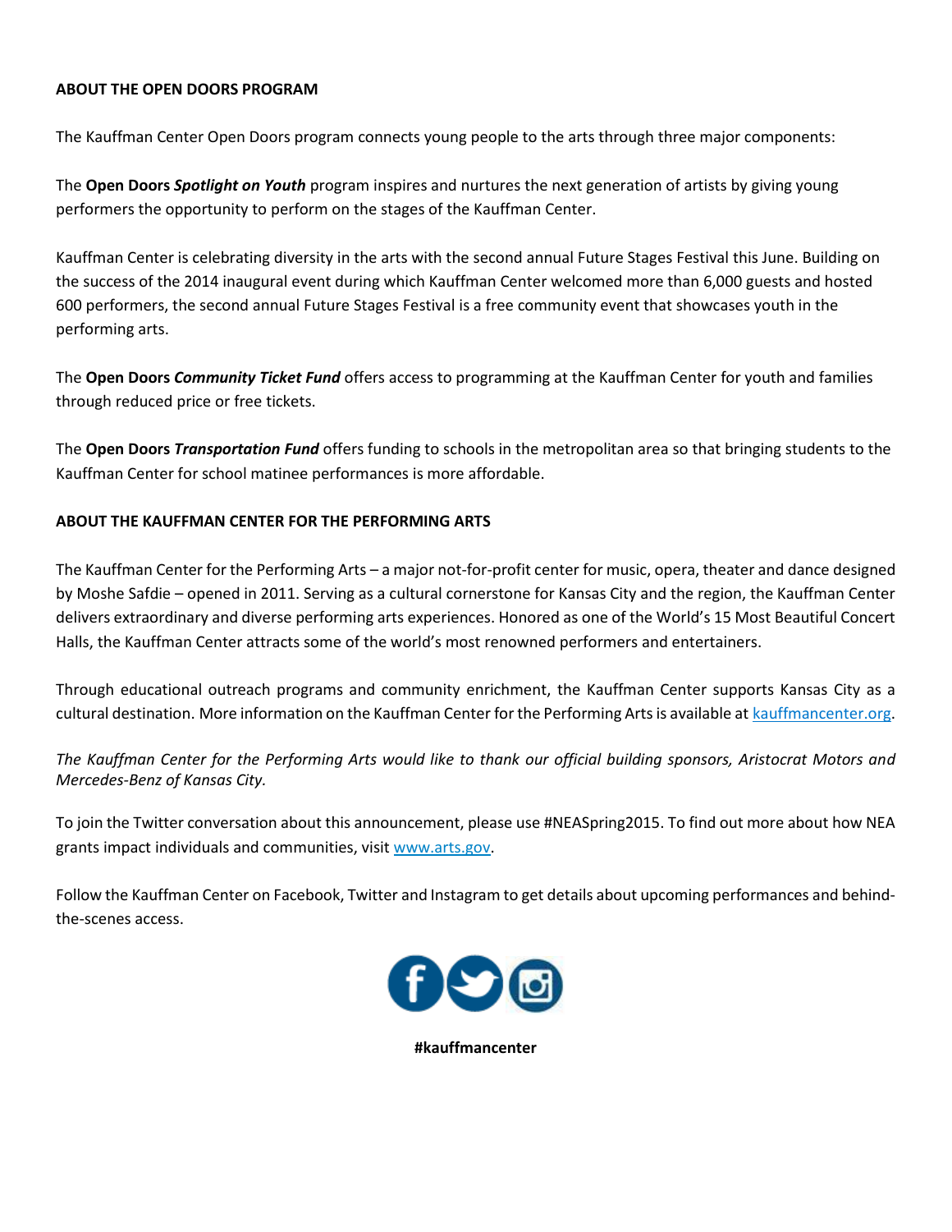**ABOUT THE OPEN DOORS PROGRAM**

The Kauffman Center Open Doors program connects young people to the arts through three major components:

The **Open Doors *Spotlight on Youth*** program inspires and nurtures the next generation of artists by giving young performers the opportunity to perform on the stages of the Kauffman Center.

Kauffman Center is celebrating diversity in the arts with the second annual Future Stages Festival this June. Building on the success of the 2014 inaugural event during which Kauffman Center welcomed more than 6,000 guests and hosted 600 performers, the second annual Future Stages Festival is a free community event that showcases youth in the performing arts.

The **Open Doors *Community Ticket Fund*** offers access to programming at the Kauffman Center for youth and families through reduced price or free tickets.

The **Open Doors *Transportation Fund*** offers funding to schools in the metropolitan area so that bringing students to the Kauffman Center for school matinee performances is more affordable.

**ABOUT THE KAUFFMAN CENTER FOR THE PERFORMING ARTS**

The Kauffman Center for the Performing Arts – a major not-for-profit center for music, opera, theater and dance designed by Moshe Safdie – opened in 2011. Serving as a cultural cornerstone for Kansas City and the region, the Kauffman Center delivers extraordinary and diverse performing arts experiences. Honored as one of the World's 15 Most Beautiful Concert Halls, the Kauffman Center attracts some of the world's most renowned performers and entertainers.

Through educational outreach programs and community enrichment, the Kauffman Center supports Kansas City as a cultural destination. More information on the Kauffman Center for the Performing Arts is available at [kauffmancenter.org](kauffmancenter.org).

*The Kauffman Center for the Performing Arts would like to thank our official building sponsors, Aristocrat Motors and Mercedes-Benz of Kansas City.*

To join the Twitter conversation about this announcement, please use #NEASpring2015. To find out more about how NEA grants impact individuals and communities, visit [www.arts.gov](www.arts.gov).

Follow the Kauffman Center on Facebook, Twitter and Instagram to get details about upcoming performances and behind-the-scenes access.

**#kauffmancenter**